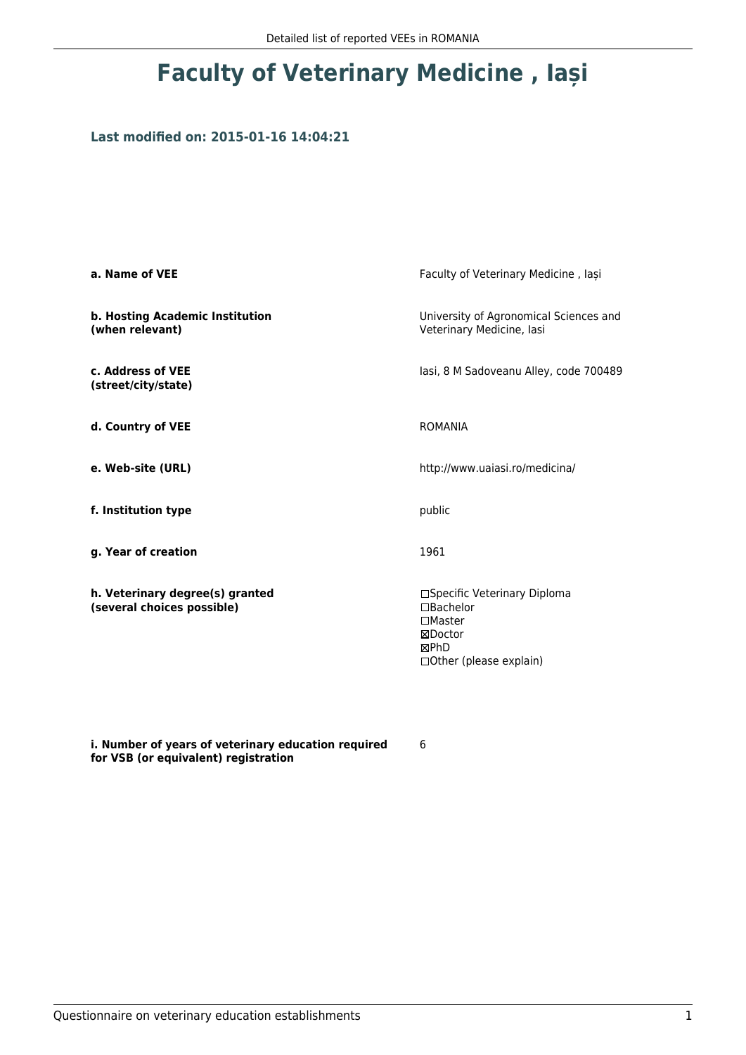# Faculty of Veterinary Medicine , Iași

### Last modified on: 2015-01-16 14:04:21

| | |
|---|---|
| **a. Name of VEE** | Faculty of Veterinary Medicine , Iași |
| **b. Hosting Academic Institution (when relevant)** | University of Agronomical Sciences and Veterinary Medicine, Iasi |
| **c. Address of VEE (street/city/state)** | Iasi, 8 M Sadoveanu Alley, code 700489 |
| **d. Country of VEE** | ROMANIA |
| **e. Web-site (URL)** | http://www.uaiasi.ro/medicina/ |
| **f. Institution type** | public |
| **g. Year of creation** | 1961 |
| **h. Veterinary degree(s) granted (several choices possible)** | ☐Specific Veterinary Diploma<br>☐Bachelor<br>☐Master<br>☒Doctor<br>☒PhD<br>☐Other (please explain) |
| **i. Number of years of veterinary education required for VSB (or equivalent) registration** | 6 |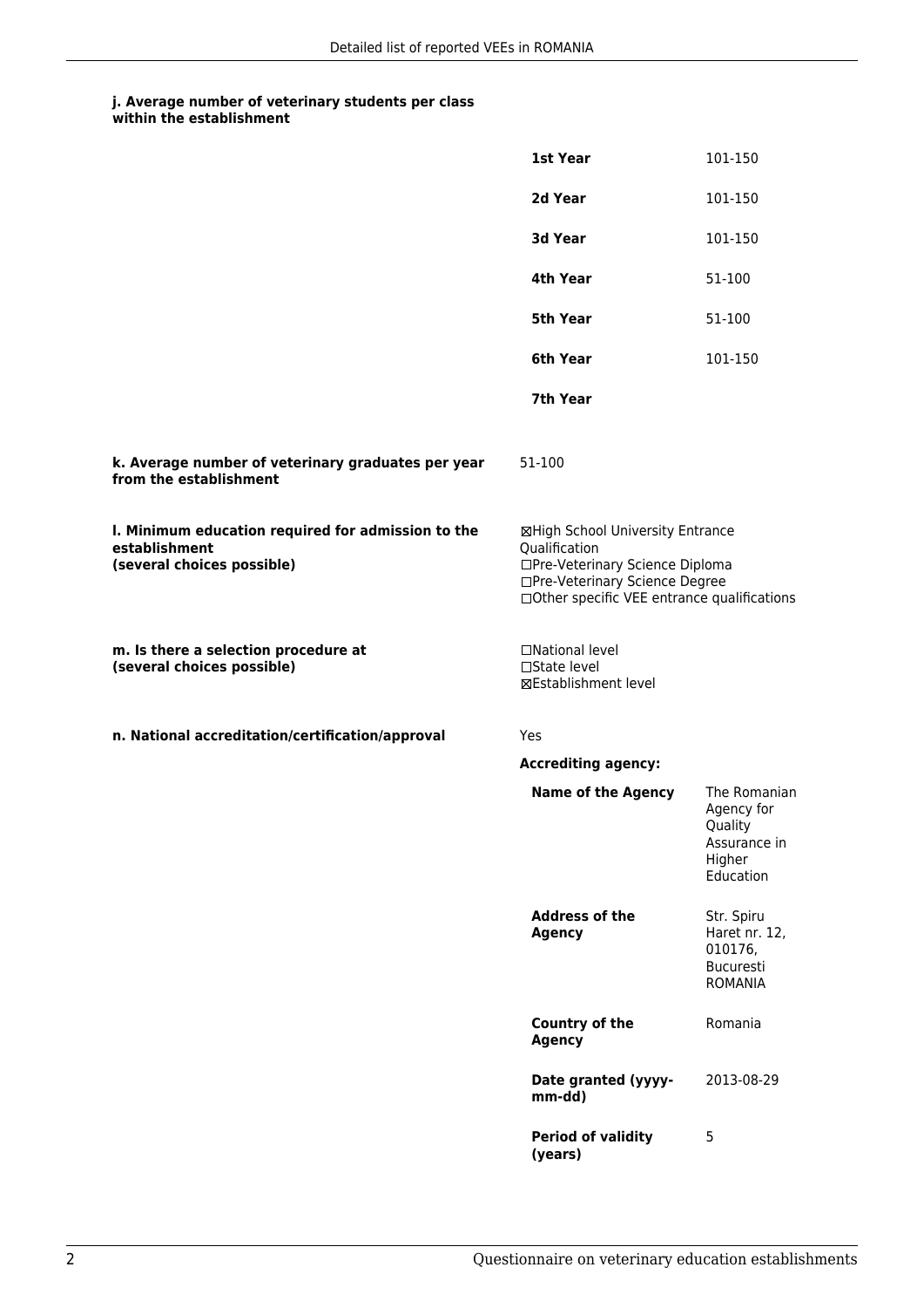#### j. Average number of veterinary students per class within the establishment

| | |
|---|---|
| **1st Year** | 101-150 |
| **2d Year** | 101-150 |
| **3d Year** | 101-150 |
| **4th Year** | 51-100 |
| **5th Year** | 51-100 |
| **6th Year** | 101-150 |
| **7th Year** | |

**k. Average number of veterinary graduates per year from the establishment**

51-100

**l. Minimum education required for admission to the establishment (several choices possible)**

☒High School University Entrance Qualification
☐Pre-Veterinary Science Diploma
☐Pre-Veterinary Science Degree
☐Other specific VEE entrance qualifications

**m. Is there a selection procedure at (several choices possible)**

☐National level
☐State level
☒Establishment level

**n. National accreditation/certification/approval**

Yes

**Accrediting agency:**

| | |
|---|---|
| **Name of the Agency** | The Romanian Agency for Quality Assurance in Higher Education |
| **Address of the Agency** | Str. Spiru Haret nr. 12, 010176, Bucuresti ROMANIA |
| **Country of the Agency** | Romania |
| **Date granted (yyyy-mm-dd)** | 2013-08-29 |
| **Period of validity (years)** | 5 |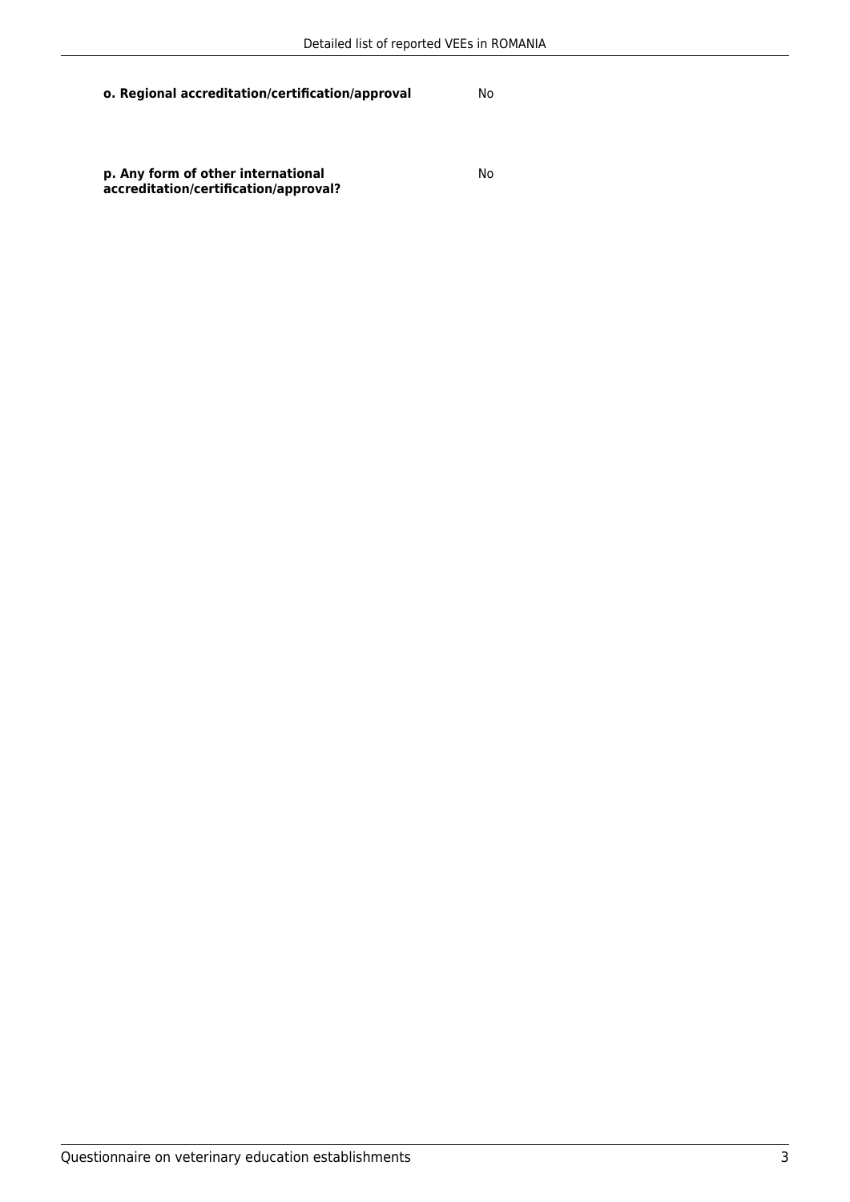**o. Regional accreditation/certification/approval**

No

**p. Any form of other international accreditation/certification/approval?**

No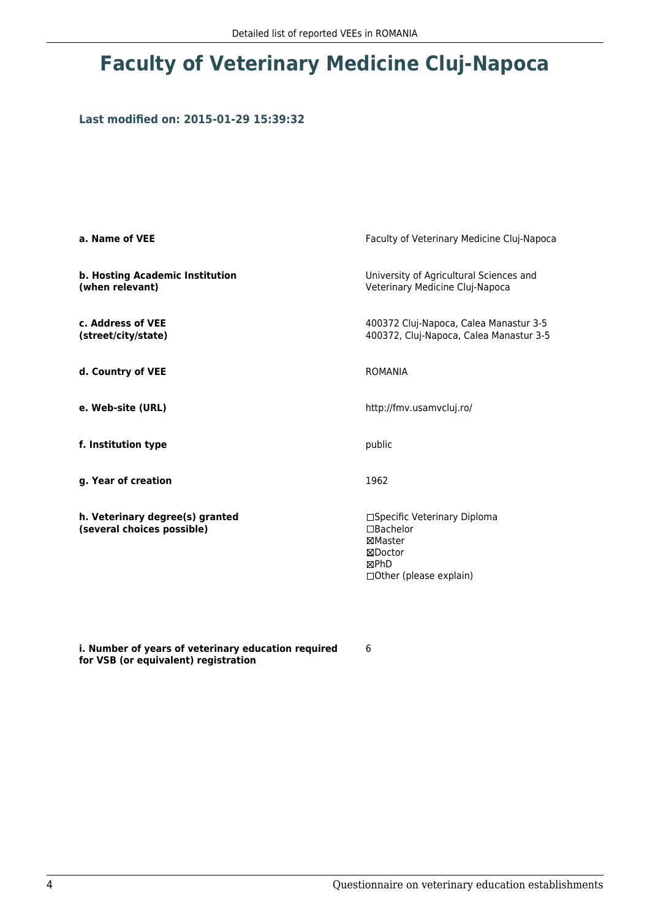# Faculty of Veterinary Medicine Cluj-Napoca

### Last modified on: 2015-01-29 15:39:32

| | |
|---|---|
| **a. Name of VEE** | Faculty of Veterinary Medicine Cluj-Napoca |
| **b. Hosting Academic Institution (when relevant)** | University of Agricultural Sciences and Veterinary Medicine Cluj-Napoca |
| **c. Address of VEE (street/city/state)** | 400372 Cluj-Napoca, Calea Manastur 3-5<br>400372, Cluj-Napoca, Calea Manastur 3-5 |
| **d. Country of VEE** | ROMANIA |
| **e. Web-site (URL)** | http://fmv.usamvcluj.ro/ |
| **f. Institution type** | public |
| **g. Year of creation** | 1962 |
| **h. Veterinary degree(s) granted (several choices possible)** | ☐Specific Veterinary Diploma<br>☐Bachelor<br>☒Master<br>☒Doctor<br>☒PhD<br>☐Other (please explain) |
| **i. Number of years of veterinary education required for VSB (or equivalent) registration** | 6 |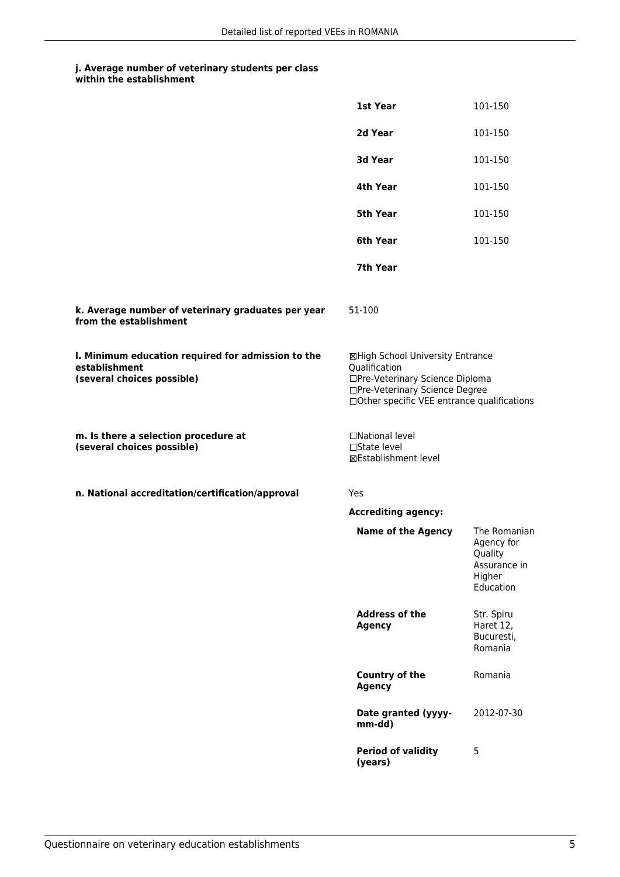#### j. Average number of veterinary students per class within the establishment

| | |
|---|---|
| **1st Year** | 101-150 |
| **2d Year** | 101-150 |
| **3d Year** | 101-150 |
| **4th Year** | 101-150 |
| **5th Year** | 101-150 |
| **6th Year** | 101-150 |
| **7th Year** | |

**k. Average number of veterinary graduates per year from the establishment**

51-100

**l. Minimum education required for admission to the establishment (several choices possible)**

☒High School University Entrance Qualification
☐Pre-Veterinary Science Diploma
☐Pre-Veterinary Science Degree
☐Other specific VEE entrance qualifications

**m. Is there a selection procedure at (several choices possible)**

☐National level
☐State level
☒Establishment level

**n. National accreditation/certification/approval**

Yes

**Accrediting agency:**

| | |
|---|---|
| **Name of the Agency** | The Romanian Agency for Quality Assurance in Higher Education |
| **Address of the Agency** | Str. Spiru Haret 12, Bucuresti, Romania |
| **Country of the Agency** | Romania |
| **Date granted (yyyy-mm-dd)** | 2012-07-30 |
| **Period of validity (years)** | 5 |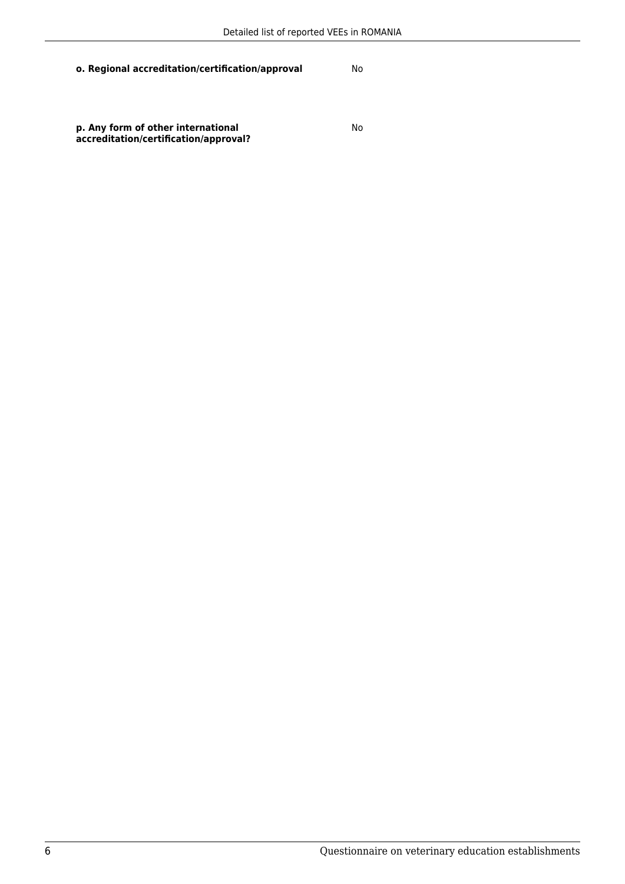**o. Regional accreditation/certification/approval**

No

**p. Any form of other international accreditation/certification/approval?**

No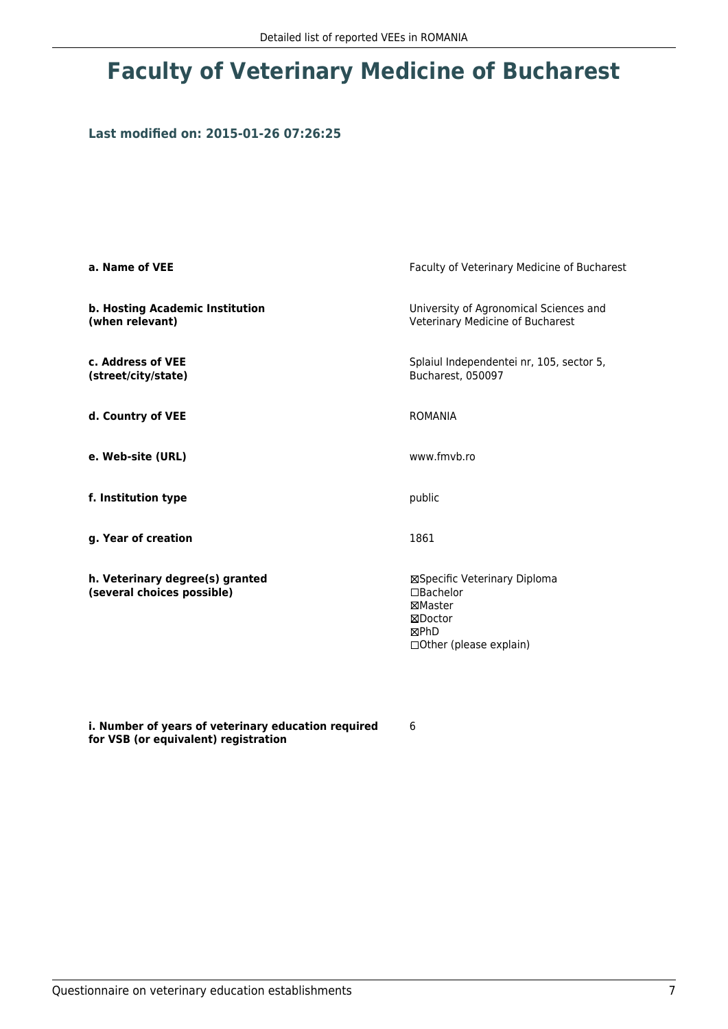# Faculty of Veterinary Medicine of Bucharest

**Last modified on: 2015-01-26 07:26:25**

| | |
|---|---|
| **a. Name of VEE** | Faculty of Veterinary Medicine of Bucharest |
| **b. Hosting Academic Institution (when relevant)** | University of Agronomical Sciences and Veterinary Medicine of Bucharest |
| **c. Address of VEE (street/city/state)** | Splaiul Independentei nr, 105, sector 5, Bucharest, 050097 |
| **d. Country of VEE** | ROMANIA |
| **e. Web-site (URL)** | www.fmvb.ro |
| **f. Institution type** | public |
| **g. Year of creation** | 1861 |
| **h. Veterinary degree(s) granted (several choices possible)** | ☒Specific Veterinary Diploma<br>☐Bachelor<br>☒Master<br>☒Doctor<br>☒PhD<br>☐Other (please explain) |
| **i. Number of years of veterinary education required for VSB (or equivalent) registration** | 6 |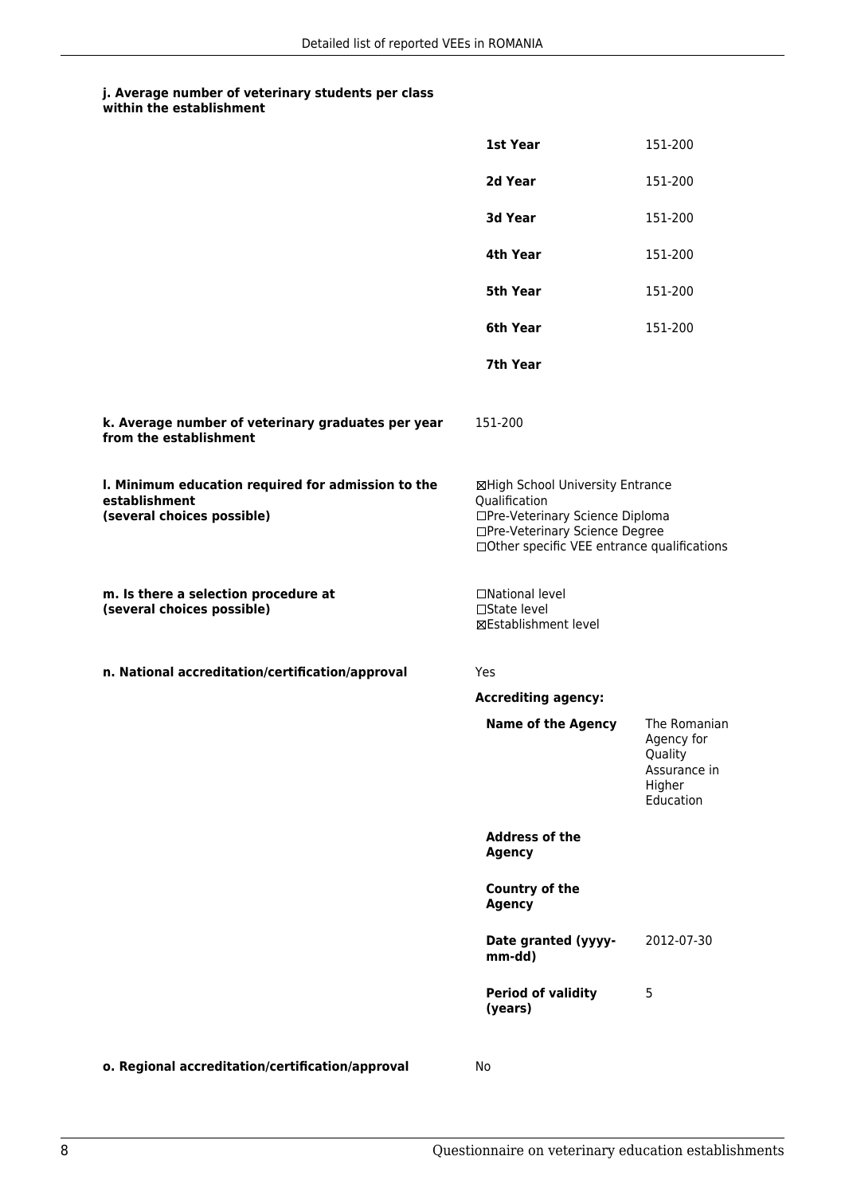**j. Average number of veterinary students per class within the establishment**

| | |
|---|---|
| **1st Year** | 151-200 |
| **2d Year** | 151-200 |
| **3d Year** | 151-200 |
| **4th Year** | 151-200 |
| **5th Year** | 151-200 |
| **6th Year** | 151-200 |
| **7th Year** | |

**k. Average number of veterinary graduates per year from the establishment**

151-200

**l. Minimum education required for admission to the establishment (several choices possible)**

☒High School University Entrance Qualification
☐Pre-Veterinary Science Diploma
☐Pre-Veterinary Science Degree
☐Other specific VEE entrance qualifications

**m. Is there a selection procedure at (several choices possible)**

☐National level
☐State level
☒Establishment level

**n. National accreditation/certification/approval**

Yes

**Accrediting agency:**

| | |
|---|---|
| **Name of the Agency** | The Romanian Agency for Quality Assurance in Higher Education |
| **Address of the Agency** | |
| **Country of the Agency** | |
| **Date granted (yyyy-mm-dd)** | 2012-07-30 |
| **Period of validity (years)** | 5 |

**o. Regional accreditation/certification/approval**

No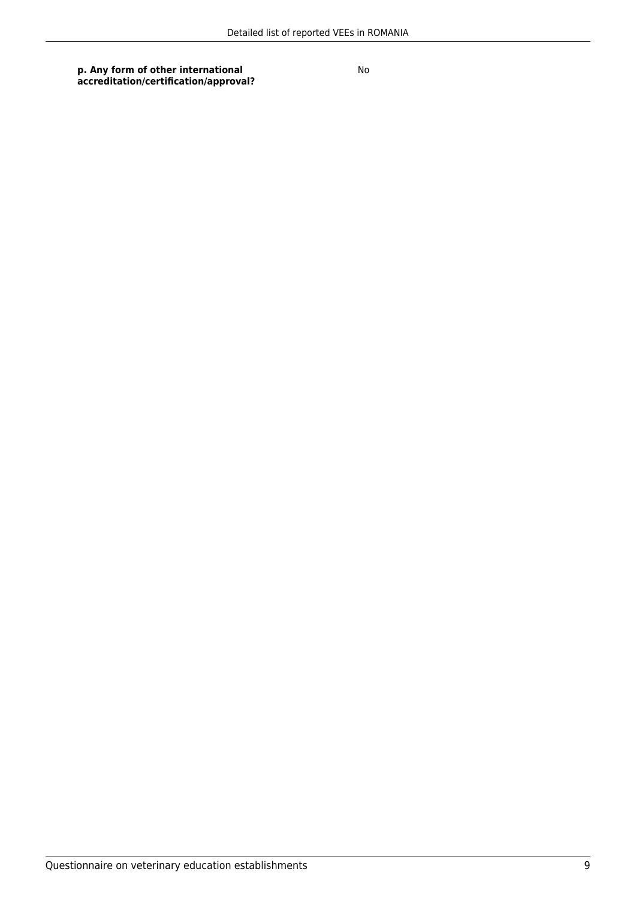| **p. Any form of other international accreditation/certification/approval?** | No |
| --- | --- |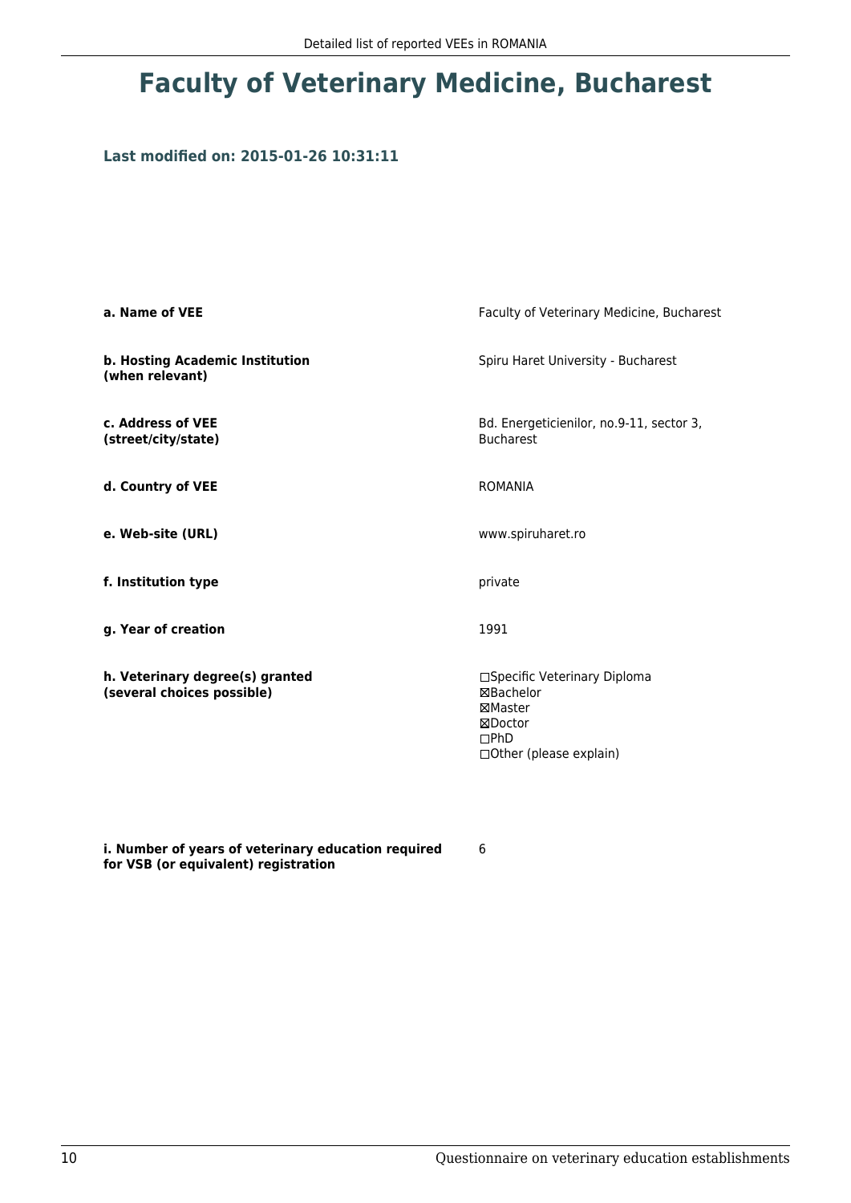# Faculty of Veterinary Medicine, Bucharest

**Last modified on: 2015-01-26 10:31:11**

| | |
|---|---|
| **a. Name of VEE** | Faculty of Veterinary Medicine, Bucharest |
| **b. Hosting Academic Institution (when relevant)** | Spiru Haret University - Bucharest |
| **c. Address of VEE (street/city/state)** | Bd. Energeticienilor, no.9-11, sector 3, Bucharest |
| **d. Country of VEE** | ROMANIA |
| **e. Web-site (URL)** | www.spiruharet.ro |
| **f. Institution type** | private |
| **g. Year of creation** | 1991 |
| **h. Veterinary degree(s) granted (several choices possible)** | ☐Specific Veterinary Diploma<br>☒Bachelor<br>☒Master<br>☒Doctor<br>☐PhD<br>☐Other (please explain) |
| **i. Number of years of veterinary education required for VSB (or equivalent) registration** | 6 |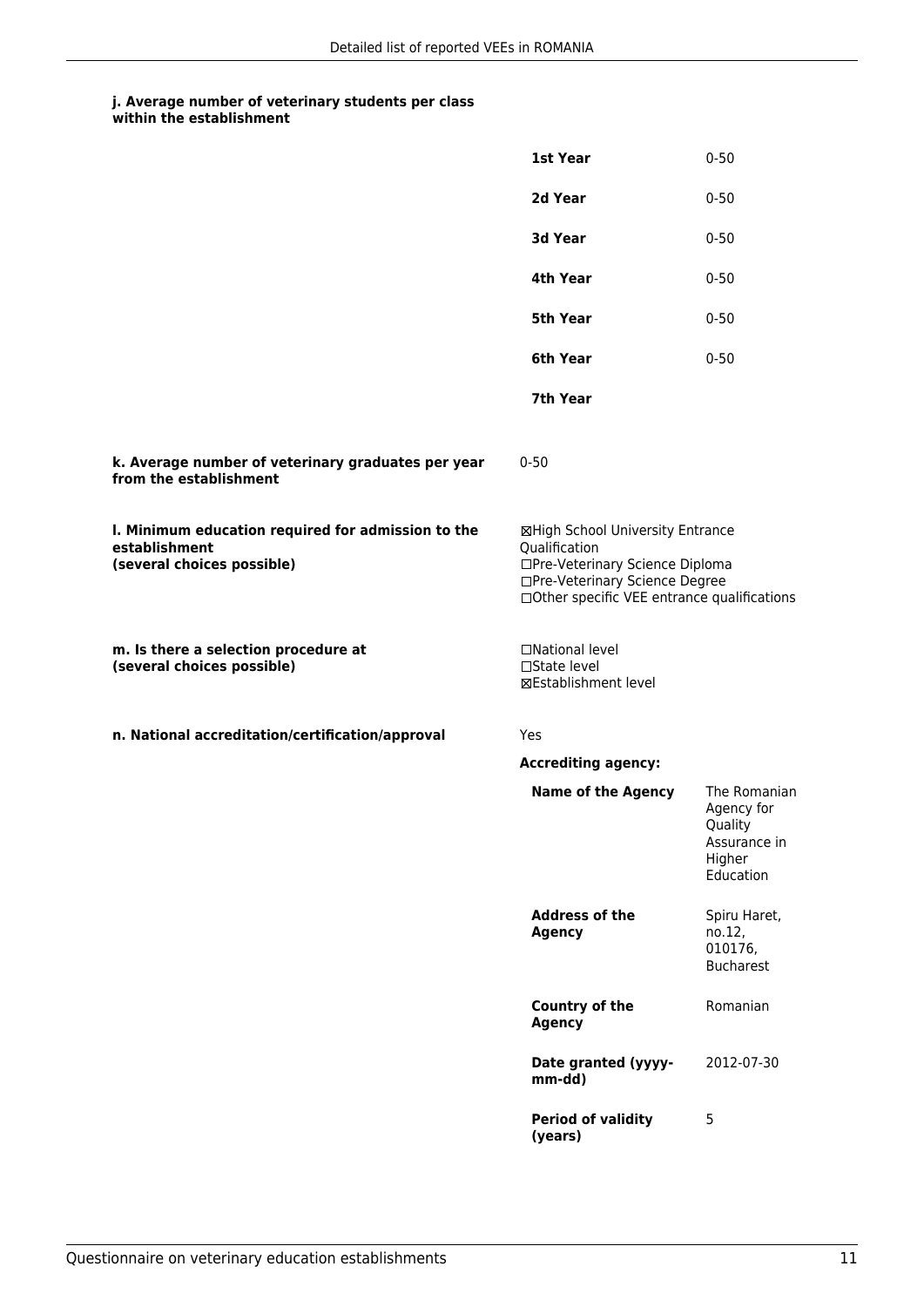#### j. Average number of veterinary students per class within the establishment

| | |
|---|---|
| **1st Year** | 0-50 |
| **2d Year** | 0-50 |
| **3d Year** | 0-50 |
| **4th Year** | 0-50 |
| **5th Year** | 0-50 |
| **6th Year** | 0-50 |
| **7th Year** | |

**k. Average number of veterinary graduates per year from the establishment**

0-50

**l. Minimum education required for admission to the establishment (several choices possible)**

☒High School University Entrance Qualification
☐Pre-Veterinary Science Diploma
☐Pre-Veterinary Science Degree
☐Other specific VEE entrance qualifications

**m. Is there a selection procedure at (several choices possible)**

☐National level
☐State level
☒Establishment level

**n. National accreditation/certification/approval**

Yes

**Accrediting agency:**

| | |
|---|---|
| **Name of the Agency** | The Romanian Agency for Quality Assurance in Higher Education |
| **Address of the Agency** | Spiru Haret, no.12, 010176, Bucharest |
| **Country of the Agency** | Romanian |
| **Date granted (yyyy-mm-dd)** | 2012-07-30 |
| **Period of validity (years)** | 5 |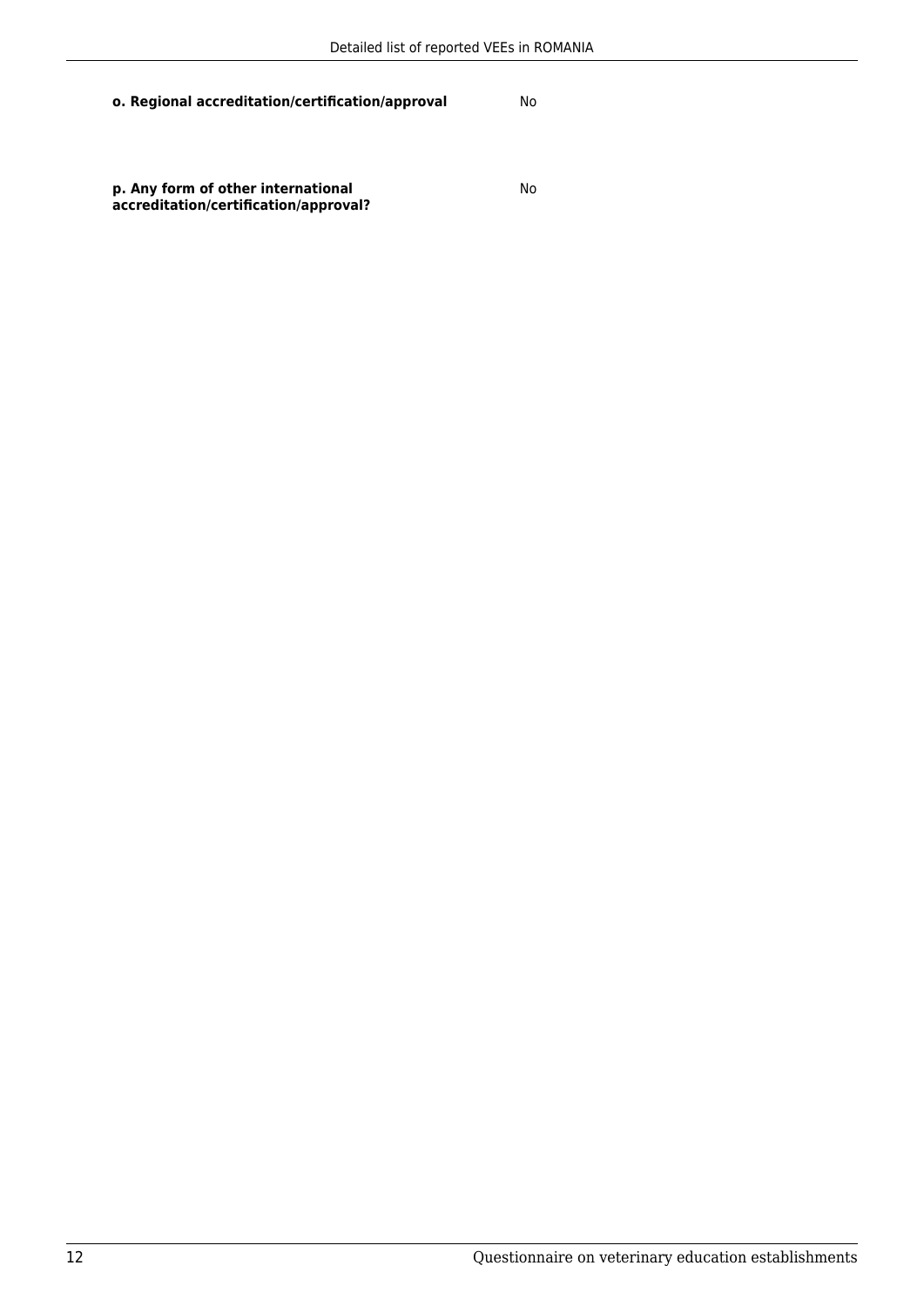**o. Regional accreditation/certification/approval** No

**p. Any form of other international accreditation/certification/approval?** No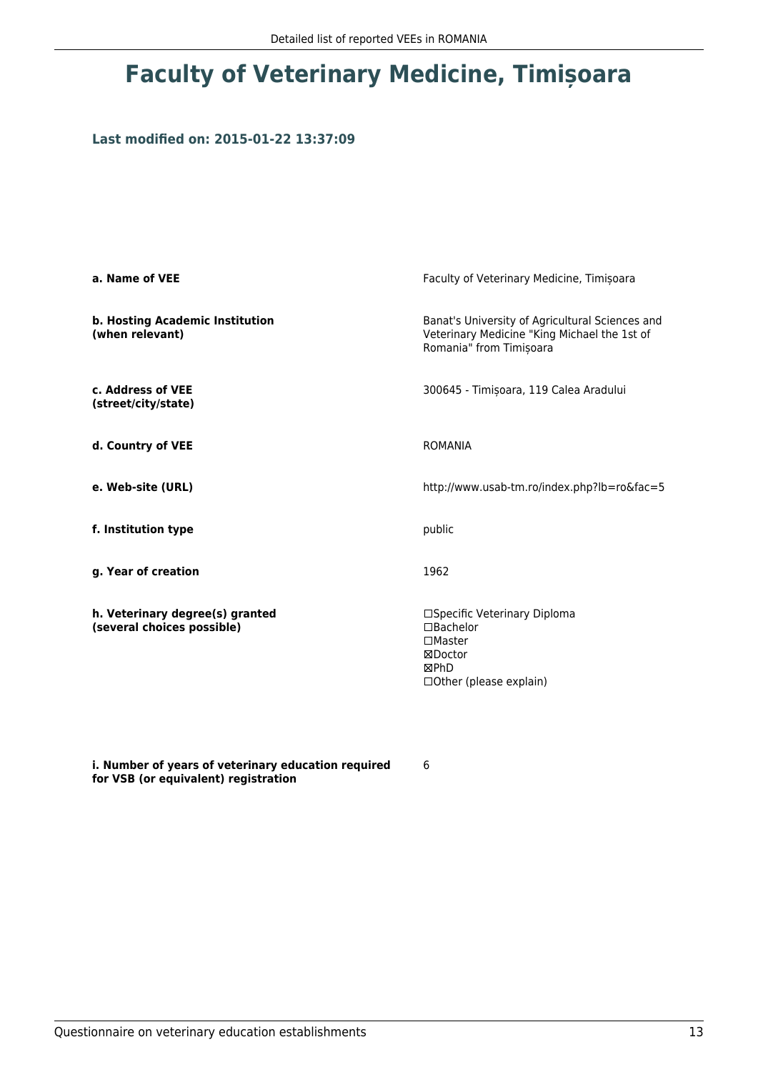# Faculty of Veterinary Medicine, Timișoara

### Last modified on: 2015-01-22 13:37:09

| | |
|---|---|
| **a. Name of VEE** | Faculty of Veterinary Medicine, Timișoara |
| **b. Hosting Academic Institution (when relevant)** | Banat's University of Agricultural Sciences and Veterinary Medicine "King Michael the 1st of Romania" from Timișoara |
| **c. Address of VEE (street/city/state)** | 300645 - Timișoara, 119 Calea Aradului |
| **d. Country of VEE** | ROMANIA |
| **e. Web-site (URL)** | http://www.usab-tm.ro/index.php?lb=ro&fac=5 |
| **f. Institution type** | public |
| **g. Year of creation** | 1962 |
| **h. Veterinary degree(s) granted (several choices possible)** | ☐Specific Veterinary Diploma<br>☐Bachelor<br>☐Master<br>☒Doctor<br>☒PhD<br>☐Other (please explain) |
| **i. Number of years of veterinary education required for VSB (or equivalent) registration** | 6 |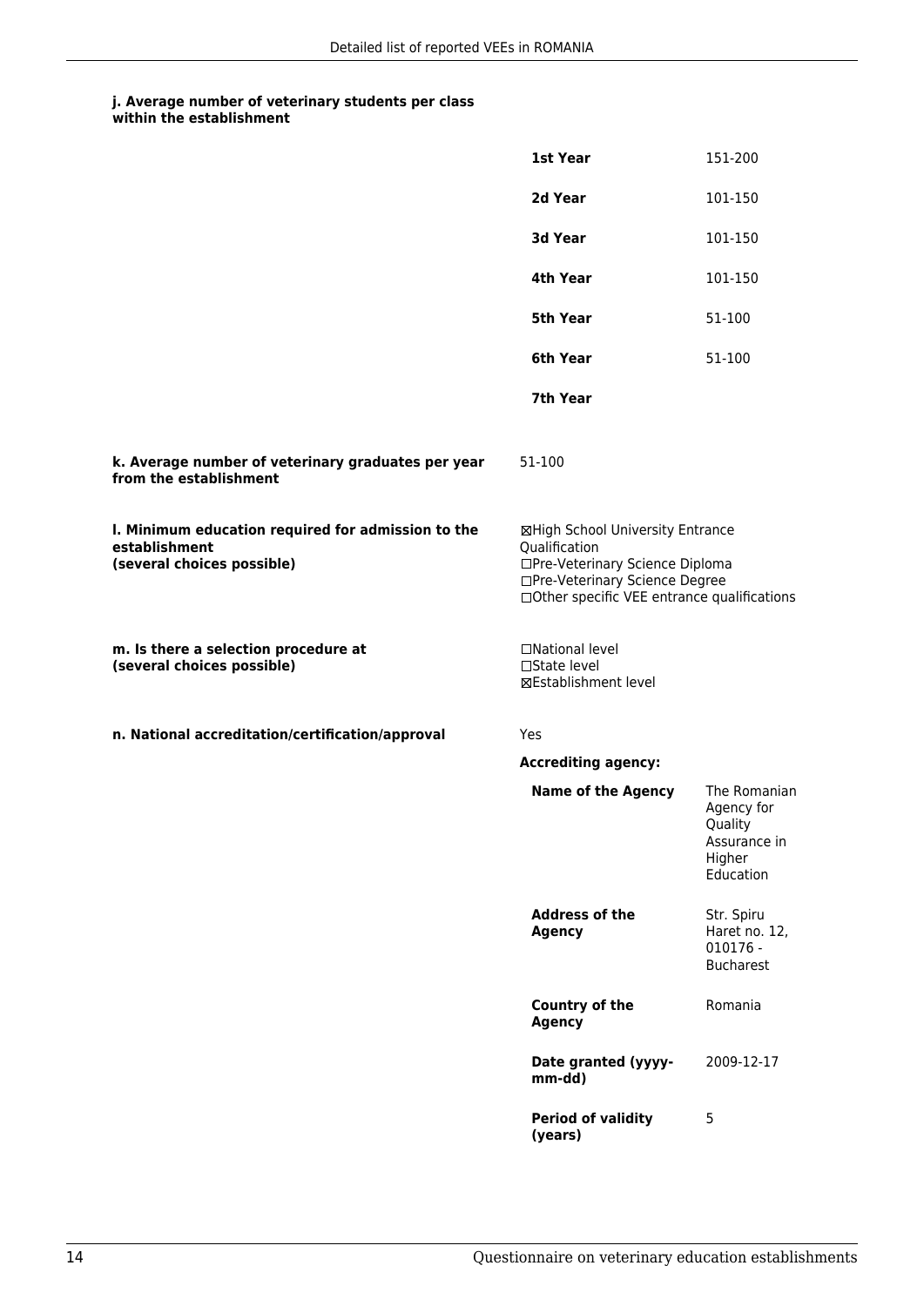#### j. Average number of veterinary students per class within the establishment

| | |
|---|---|
| **1st Year** | 151-200 |
| **2d Year** | 101-150 |
| **3d Year** | 101-150 |
| **4th Year** | 101-150 |
| **5th Year** | 51-100 |
| **6th Year** | 51-100 |
| **7th Year** | |

**k. Average number of veterinary graduates per year from the establishment**

51-100

**l. Minimum education required for admission to the establishment (several choices possible)**

☒High School University Entrance Qualification
☐Pre-Veterinary Science Diploma
☐Pre-Veterinary Science Degree
☐Other specific VEE entrance qualifications

**m. Is there a selection procedure at (several choices possible)**

☐National level
☐State level
☒Establishment level

**n. National accreditation/certification/approval**

Yes

**Accrediting agency:**

| | |
|---|---|
| **Name of the Agency** | The Romanian Agency for Quality Assurance in Higher Education |
| **Address of the Agency** | Str. Spiru Haret no. 12, 010176 - Bucharest |
| **Country of the Agency** | Romania |
| **Date granted (yyyy-mm-dd)** | 2009-12-17 |
| **Period of validity (years)** | 5 |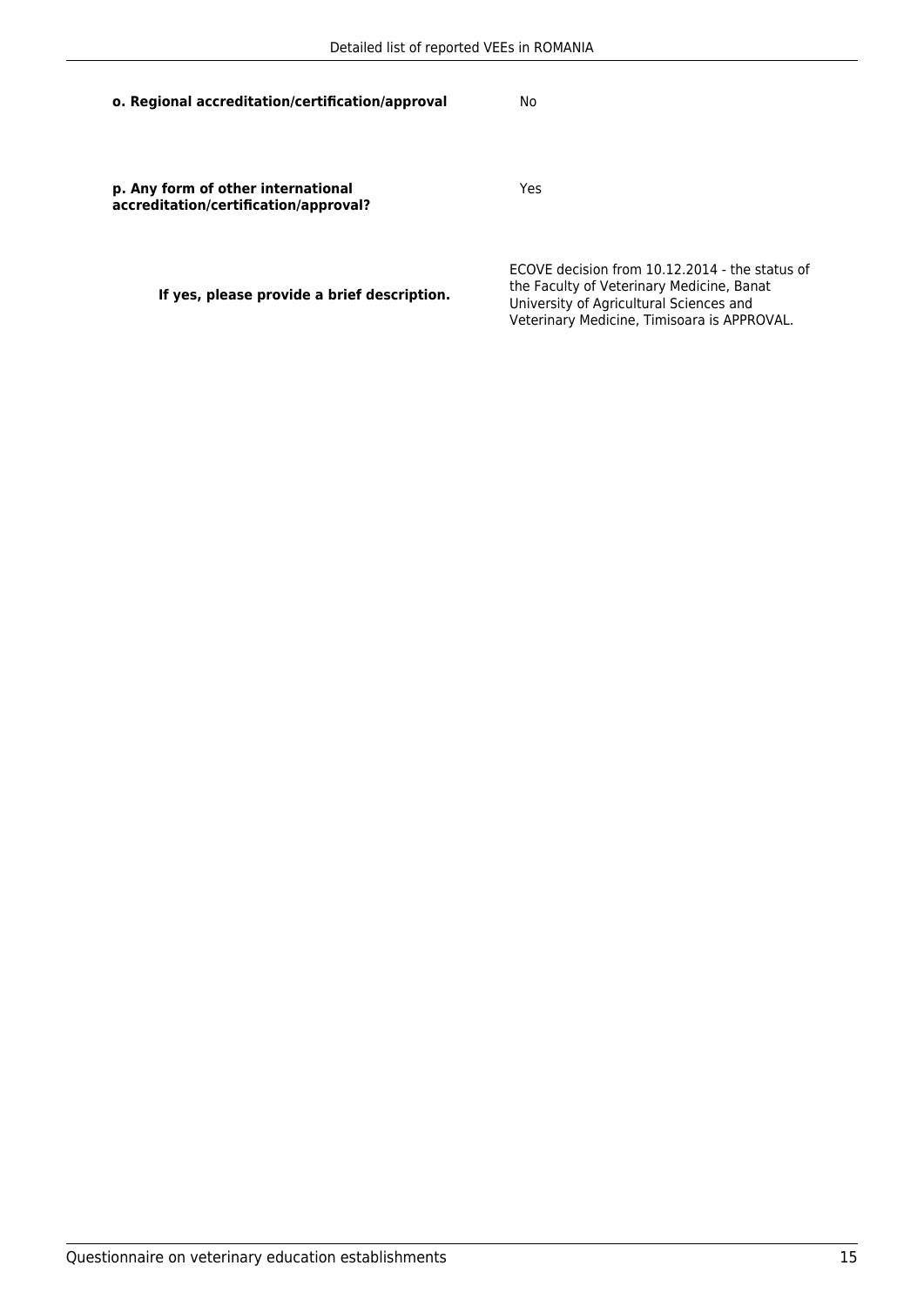**o. Regional accreditation/certification/approval**

No

**p. Any form of other international accreditation/certification/approval?**

Yes

**If yes, please provide a brief description.**

ECOVE decision from 10.12.2014 - the status of the Faculty of Veterinary Medicine, Banat University of Agricultural Sciences and Veterinary Medicine, Timisoara is APPROVAL.